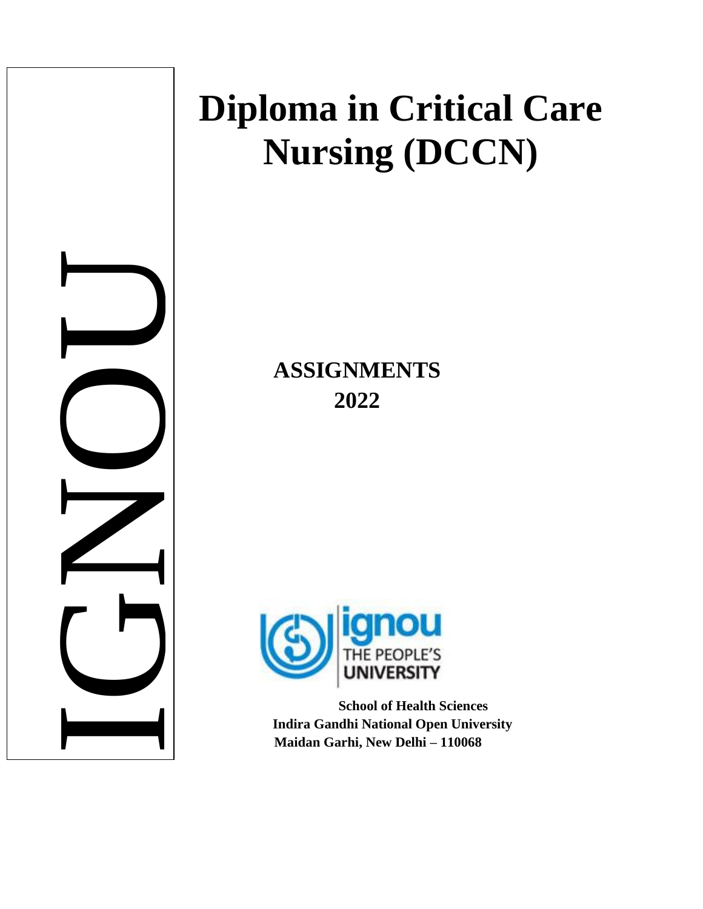IGNOU

# Diploma in Critical Care Nursing (DCCN)

## ASSIGNMENTS 2022

ignou
THE PEOPLE'S
UNIVERSITY

**School of Health Sciences**
**Indira Gandhi National Open University**
**Maidan Garhi, New Delhi – 110068**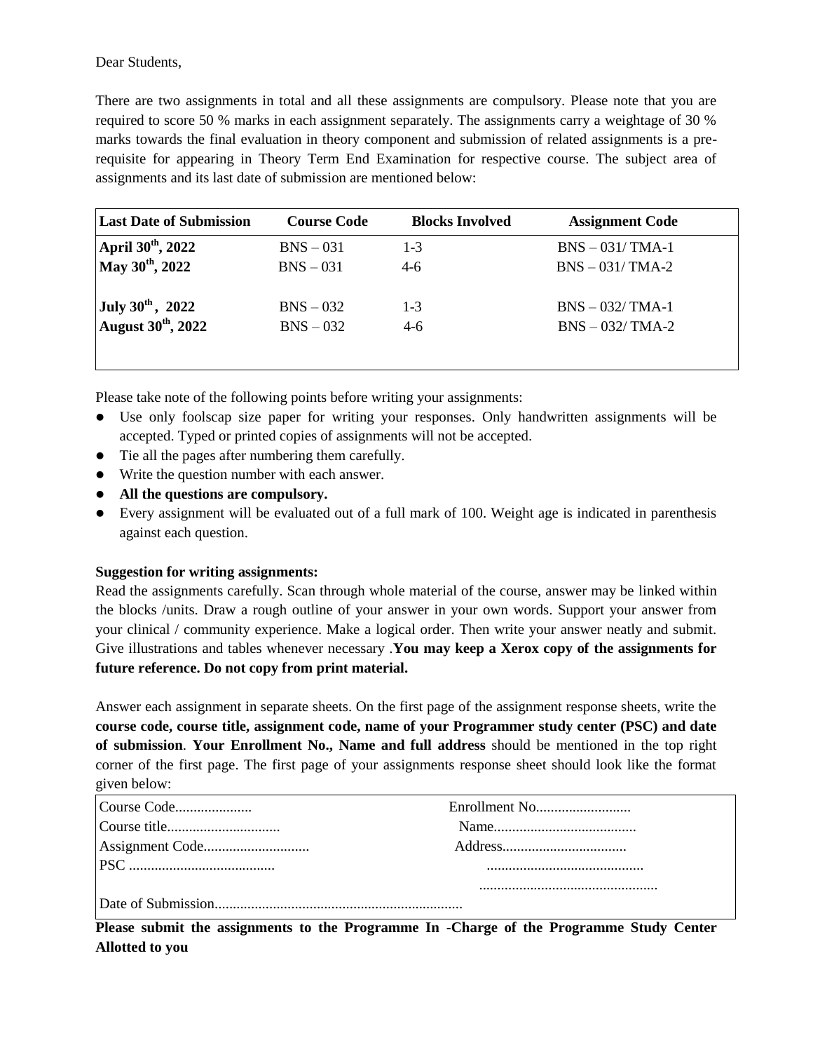Dear Students,

There are two assignments in total and all these assignments are compulsory. Please note that you are required to score 50 % marks in each assignment separately. The assignments carry a weightage of 30 % marks towards the final evaluation in theory component and submission of related assignments is a pre-requisite for appearing in Theory Term End Examination for respective course. The subject area of assignments and its last date of submission are mentioned below:

| Last Date of Submission | Course Code | Blocks Involved | Assignment Code |
|---|---|---|---|
| **April 30th, 2022** | BNS – 031 | 1-3 | BNS – 031/ TMA-1 |
| **May 30th, 2022** | BNS – 031 | 4-6 | BNS – 031/ TMA-2 |
| **July 30th, 2022** | BNS – 032 | 1-3 | BNS – 032/ TMA-1 |
| **August 30th, 2022** | BNS – 032 | 4-6 | BNS – 032/ TMA-2 |

Please take note of the following points before writing your assignments:

- Use only foolscap size paper for writing your responses. Only handwritten assignments will be accepted. Typed or printed copies of assignments will not be accepted.
- Tie all the pages after numbering them carefully.
- Write the question number with each answer.
- **All the questions are compulsory.**
- Every assignment will be evaluated out of a full mark of 100. Weight age is indicated in parenthesis against each question.

**Suggestion for writing assignments:**

Read the assignments carefully. Scan through whole material of the course, answer may be linked within the blocks /units. Draw a rough outline of your answer in your own words. Support your answer from your clinical / community experience. Make a logical order. Then write your answer neatly and submit. Give illustrations and tables whenever necessary .**You may keep a Xerox copy of the assignments for future reference. Do not copy from print material.**

Answer each assignment in separate sheets. On the first page of the assignment response sheets, write the **course code, course title, assignment code, name of your Programmer study center (PSC) and date of submission**. **Your Enrollment No., Name and full address** should be mentioned in the top right corner of the first page. The first page of your assignments response sheet should look like the format given below:

| | |
|---|---|
| Course Code..................... | Enrollment No.......................... |
| Course title.............................. | Name....................................... |
| Assignment Code............................ | Address................................. |
| PSC ....................................... | .......................................... |
| | ................................................ |
| Date of Submission.................................................................. | |

**Please submit the assignments to the Programme In -Charge of the Programme Study Center Allotted to you**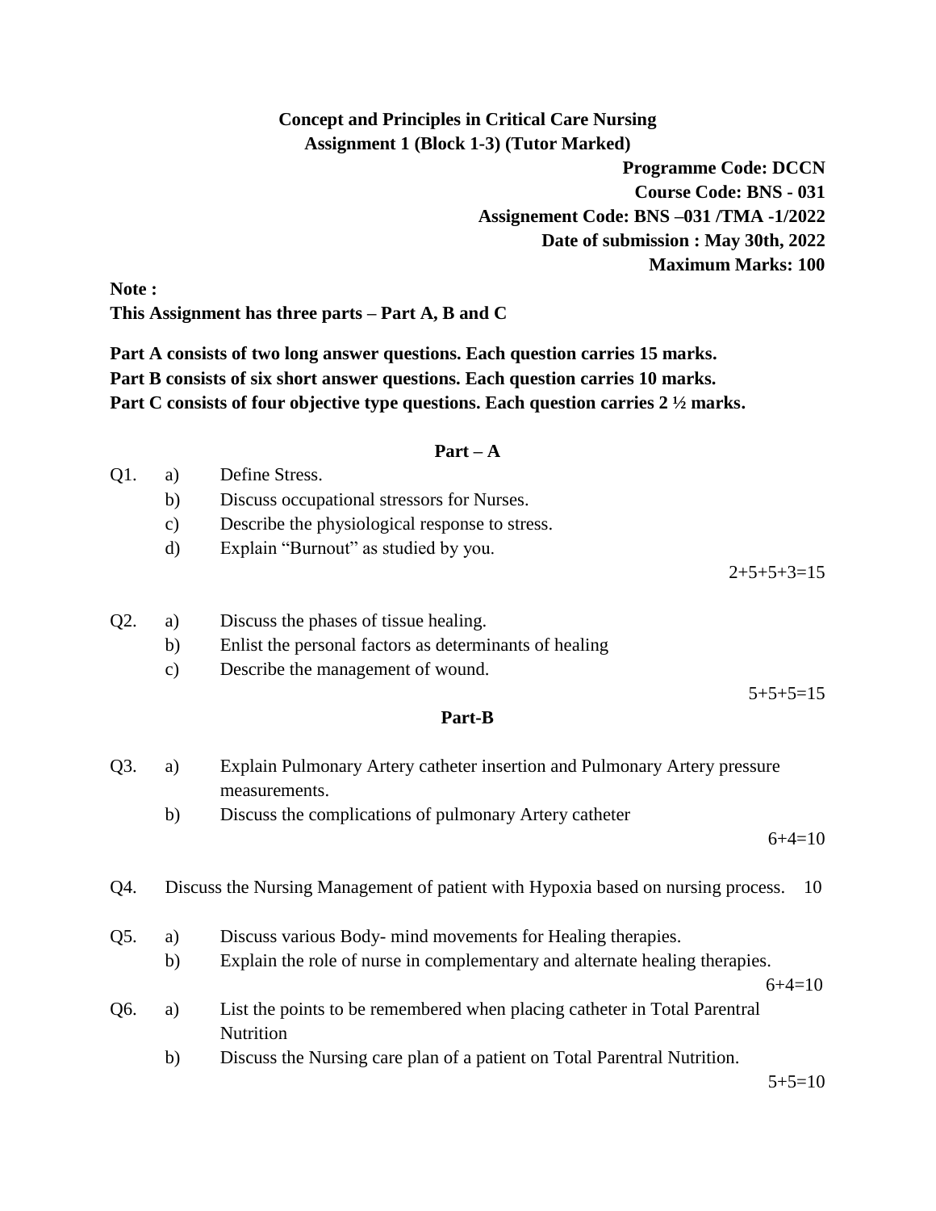**Concept and Principles in Critical Care Nursing**
**Assignment 1 (Block 1-3) (Tutor Marked)**

**Programme Code: DCCN**
**Course Code: BNS - 031**
**Assignement Code: BNS –031 /TMA -1/2022**
**Date of submission : May 30th, 2022**
**Maximum Marks: 100**

**Note :**
**This Assignment has three parts – Part A, B and C**

**Part A consists of two long answer questions. Each question carries 15 marks.**
**Part B consists of six short answer questions. Each question carries 10 marks.**
**Part C consists of four objective type questions. Each question carries 2 ½ marks.**

## Part – A

Q1.
a) Define Stress.
b) Discuss occupational stressors for Nurses.
c) Describe the physiological response to stress.
d) Explain "Burnout" as studied by you.

2+5+5+3=15

Q2.
a) Discuss the phases of tissue healing.
b) Enlist the personal factors as determinants of healing
c) Describe the management of wound.

5+5+5=15

## Part-B

Q3.
a) Explain Pulmonary Artery catheter insertion and Pulmonary Artery pressure measurements.
b) Discuss the complications of pulmonary Artery catheter

6+4=10

Q4. Discuss the Nursing Management of patient with Hypoxia based on nursing process. 10

Q5.
a) Discuss various Body- mind movements for Healing therapies.
b) Explain the role of nurse in complementary and alternate healing therapies.

6+4=10

Q6.
a) List the points to be remembered when placing catheter in Total Parentral Nutrition
b) Discuss the Nursing care plan of a patient on Total Parentral Nutrition.

5+5=10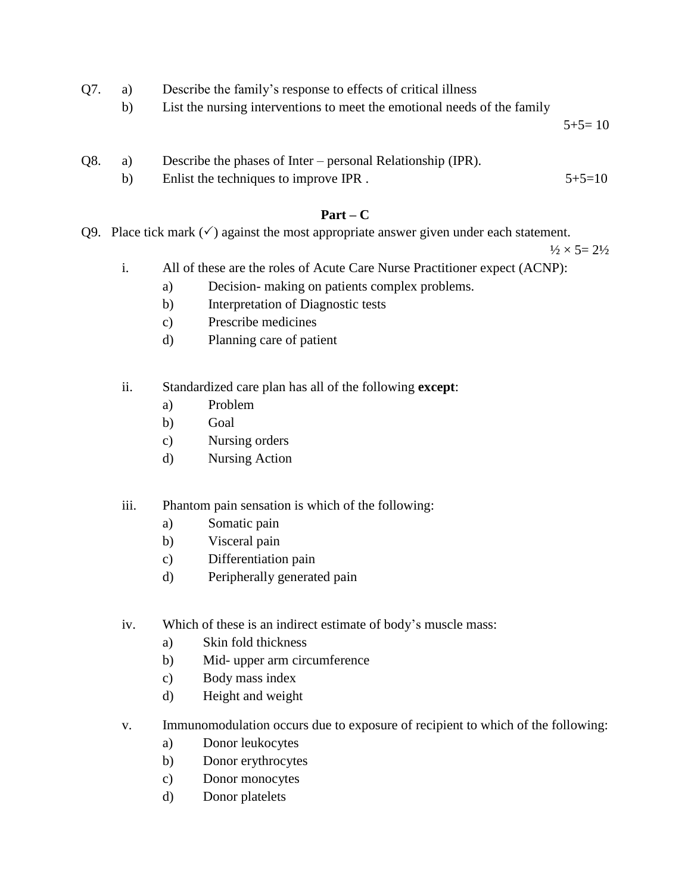Q7. a) Describe the family's response to effects of critical illness

b) List the nursing interventions to meet the emotional needs of the family

5+5= 10

Q8. a) Describe the phases of Inter – personal Relationship (IPR).

b) Enlist the techniques to improve IPR . 5+5=10

## Part – C

Q9. Place tick mark (✓) against the most appropriate answer given under each statement.

½ × 5= 2½

i. All of these are the roles of Acute Care Nurse Practitioner expect (ACNP):
   a) Decision- making on patients complex problems.
   b) Interpretation of Diagnostic tests
   c) Prescribe medicines
   d) Planning care of patient

ii. Standardized care plan has all of the following **except**:
   a) Problem
   b) Goal
   c) Nursing orders
   d) Nursing Action

iii. Phantom pain sensation is which of the following:
   a) Somatic pain
   b) Visceral pain
   c) Differentiation pain
   d) Peripherally generated pain

iv. Which of these is an indirect estimate of body's muscle mass:
   a) Skin fold thickness
   b) Mid- upper arm circumference
   c) Body mass index
   d) Height and weight

v. Immunomodulation occurs due to exposure of recipient to which of the following:
   a) Donor leukocytes
   b) Donor erythrocytes
   c) Donor monocytes
   d) Donor platelets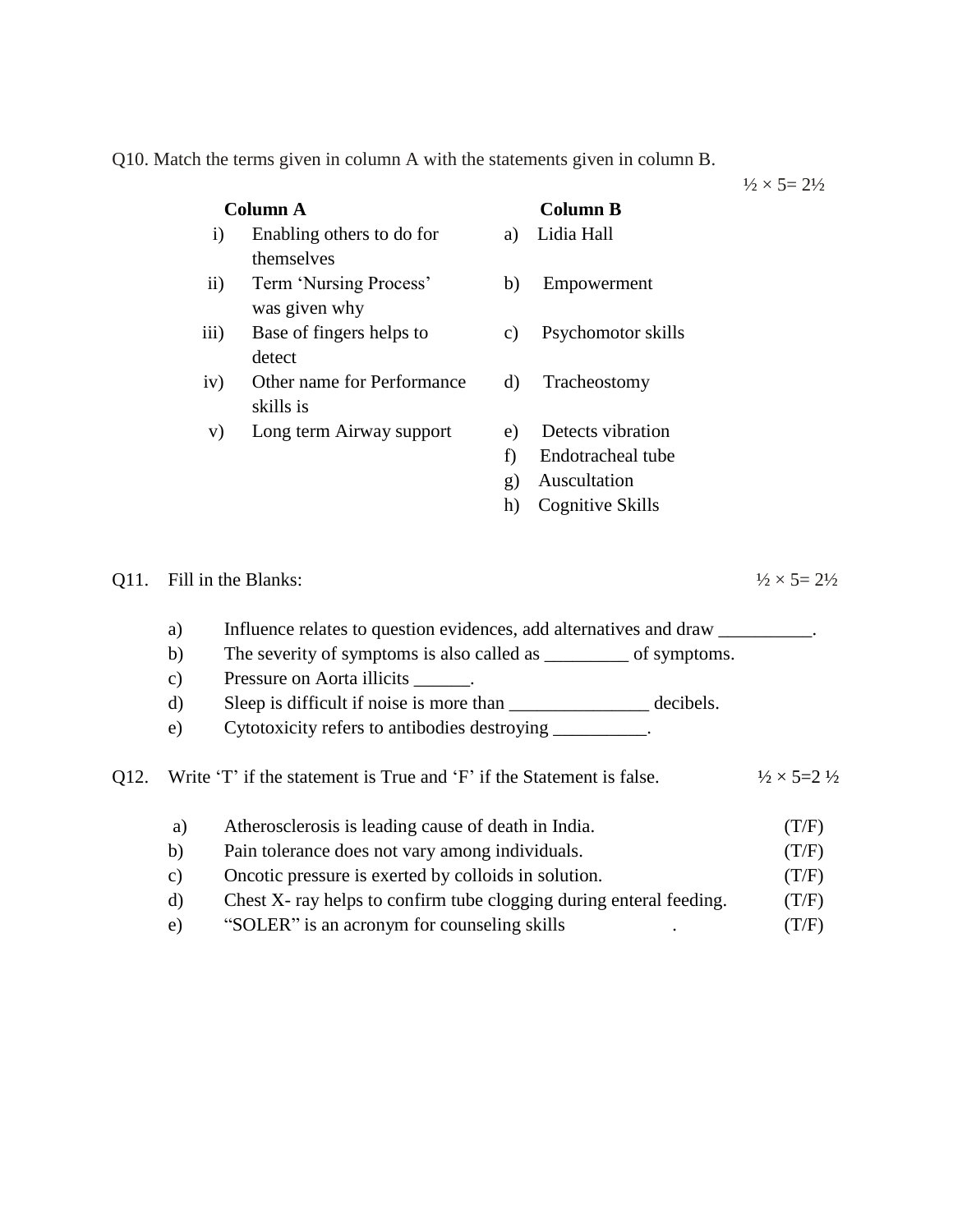Q10. Match the terms given in column A with the statements given in column B.

½ × 5= 2½

| | Column A | | Column B |
|---|---|---|---|
| i) | Enabling others to do for themselves | a) | Lidia Hall |
| ii) | Term 'Nursing Process' was given why | b) | Empowerment |
| iii) | Base of fingers helps to detect | c) | Psychomotor skills |
| iv) | Other name for Performance skills is | d) | Tracheostomy |
| v) | Long term Airway support | e) | Detects vibration |
| | | f) | Endotracheal tube |
| | | g) | Auscultation |
| | | h) | Cognitive Skills |

Q11. Fill in the Blanks: ½ × 5= 2½

a) Influence relates to question evidences, add alternatives and draw __________.

b) The severity of symptoms is also called as _________ of symptoms.

c) Pressure on Aorta illicits ______.

d) Sleep is difficult if noise is more than _______________ decibels.

e) Cytotoxicity refers to antibodies destroying __________.

Q12. Write 'T' if the statement is True and 'F' if the Statement is false. ½ × 5=2 ½

a) Atherosclerosis is leading cause of death in India. (T/F)

b) Pain tolerance does not vary among individuals. (T/F)

c) Oncotic pressure is exerted by colloids in solution. (T/F)

d) Chest X- ray helps to confirm tube clogging during enteral feeding. (T/F)

e) "SOLER" is an acronym for counseling skills . (T/F)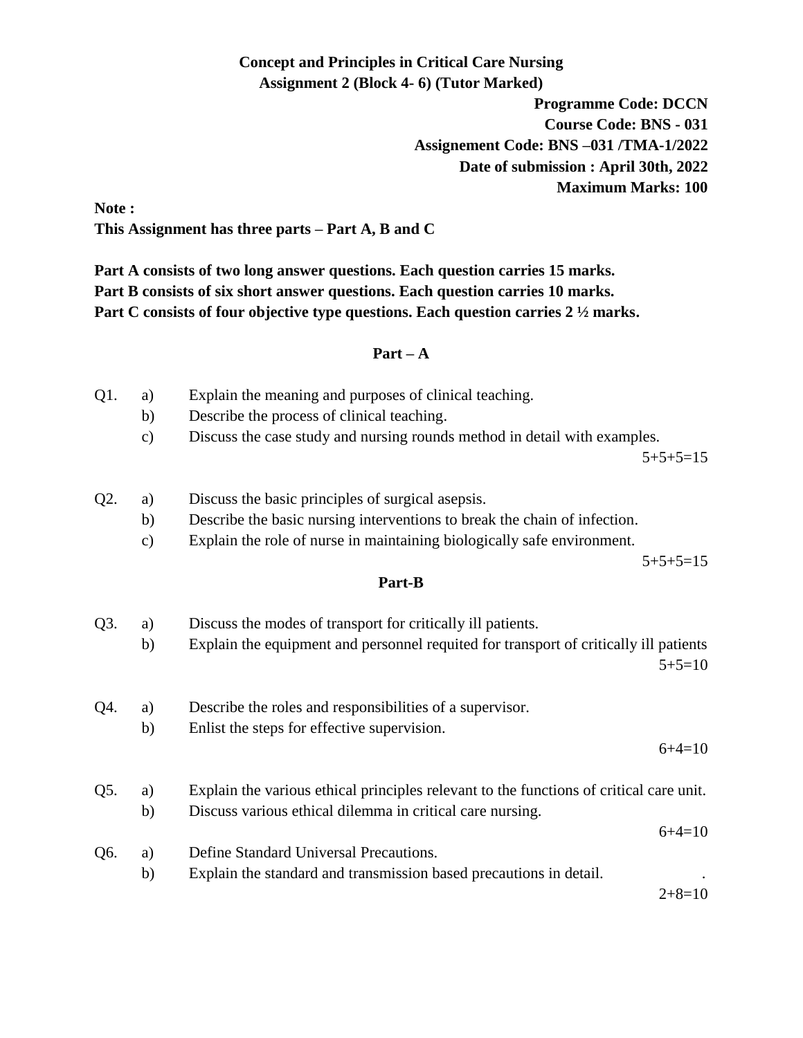**Concept and Principles in Critical Care Nursing**
**Assignment 2 (Block 4- 6) (Tutor Marked)**

**Programme Code: DCCN**
**Course Code: BNS - 031**
**Assignement Code: BNS –031 /TMA-1/2022**
**Date of submission : April 30th, 2022**
**Maximum Marks: 100**

**Note :**
**This Assignment has three parts – Part A, B and C**

**Part A consists of two long answer questions. Each question carries 15 marks.**
**Part B consists of six short answer questions. Each question carries 10 marks.**
**Part C consists of four objective type questions. Each question carries 2 ½ marks.**

## Part – A

Q1. a) Explain the meaning and purposes of clinical teaching.
b) Describe the process of clinical teaching.
c) Discuss the case study and nursing rounds method in detail with examples.

5+5+5=15

Q2. a) Discuss the basic principles of surgical asepsis.
b) Describe the basic nursing interventions to break the chain of infection.
c) Explain the role of nurse in maintaining biologically safe environment.

5+5+5=15

## Part-B

Q3. a) Discuss the modes of transport for critically ill patients.
b) Explain the equipment and personnel requited for transport of critically ill patients

5+5=10

Q4. a) Describe the roles and responsibilities of a supervisor.
b) Enlist the steps for effective supervision.

6+4=10

Q5. a) Explain the various ethical principles relevant to the functions of critical care unit.
b) Discuss various ethical dilemma in critical care nursing.

6+4=10

Q6. a) Define Standard Universal Precautions.
b) Explain the standard and transmission based precautions in detail.

2+8=10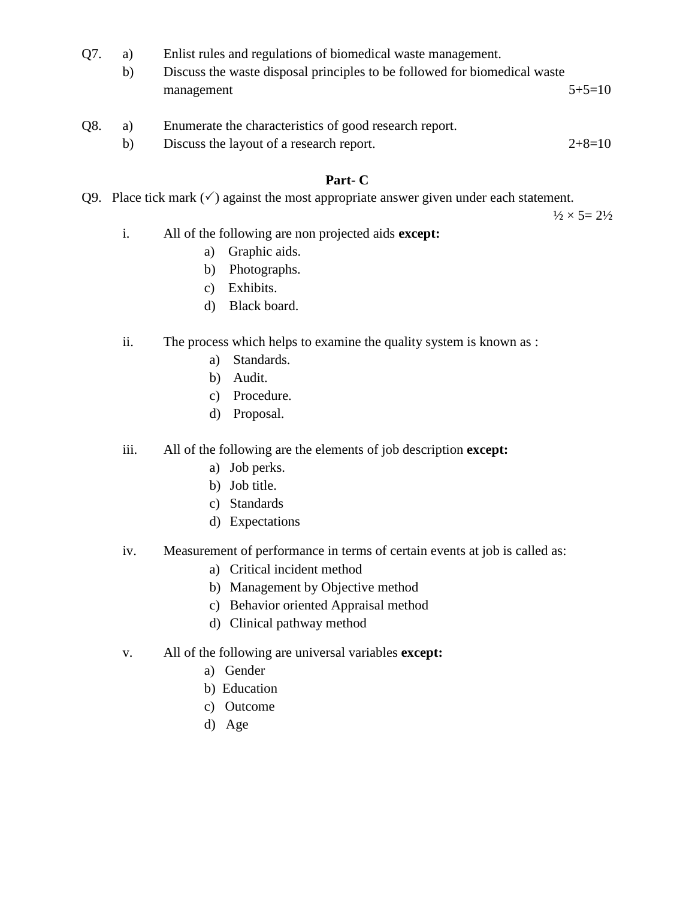Q7. a) Enlist rules and regulations of biomedical waste management.

b) Discuss the waste disposal principles to be followed for biomedical waste management 5+5=10

Q8. a) Enumerate the characteristics of good research report.

b) Discuss the layout of a research report. 2+8=10

## Part- C

Q9. Place tick mark (✓) against the most appropriate answer given under each statement.

½ × 5= 2½

i. All of the following are non projected aids **except:**

a) Graphic aids.
b) Photographs.
c) Exhibits.
d) Black board.

ii. The process which helps to examine the quality system is known as :

a) Standards.
b) Audit.
c) Procedure.
d) Proposal.

iii. All of the following are the elements of job description **except:**

a) Job perks.
b) Job title.
c) Standards
d) Expectations

iv. Measurement of performance in terms of certain events at job is called as:

a) Critical incident method
b) Management by Objective method
c) Behavior oriented Appraisal method
d) Clinical pathway method

v. All of the following are universal variables **except:**

a) Gender
b) Education
c) Outcome
d) Age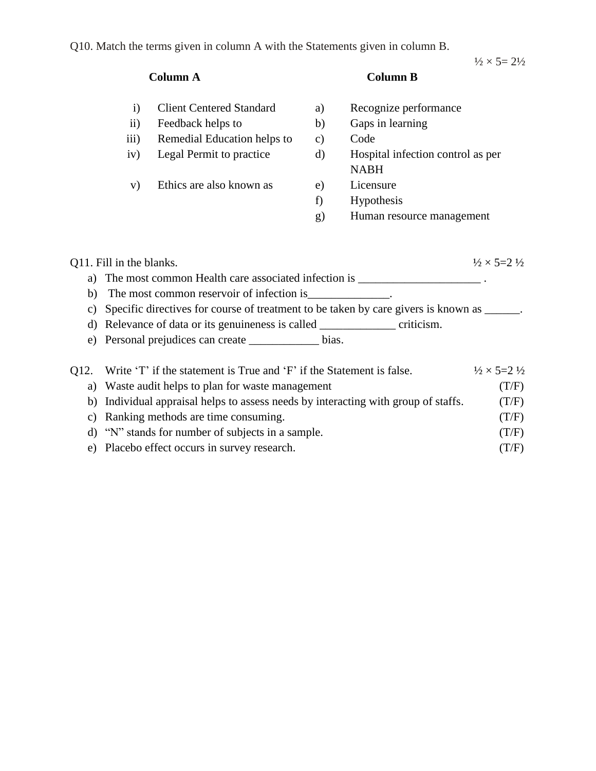Q10. Match the terms given in column A with the Statements given in column B.

½ × 5= 2½

| Column A | | Column B | |
|---|---|---|---|
| i) | Client Centered Standard | a) | Recognize performance |
| ii) | Feedback helps to | b) | Gaps in learning |
| iii) | Remedial Education helps to | c) | Code |
| iv) | Legal Permit to practice | d) | Hospital infection control as per NABH |
| v) | Ethics are also known as | e) | Licensure |
| | | f) | Hypothesis |
| | | g) | Human resource management |

Q11. Fill in the blanks. ½ × 5=2 ½

a) The most common Health care associated infection is _____________________ .
b) The most common reservoir of infection is______________.
c) Specific directives for course of treatment to be taken by care givers is known as ______.
d) Relevance of data or its genuineness is called _____________ criticism.
e) Personal prejudices can create ____________ bias.

Q12. Write 'T' if the statement is True and 'F' if the Statement is false. ½ × 5=2 ½

a) Waste audit helps to plan for waste management (T/F)
b) Individual appraisal helps to assess needs by interacting with group of staffs. (T/F)
c) Ranking methods are time consuming. (T/F)
d) "N" stands for number of subjects in a sample. (T/F)
e) Placebo effect occurs in survey research. (T/F)